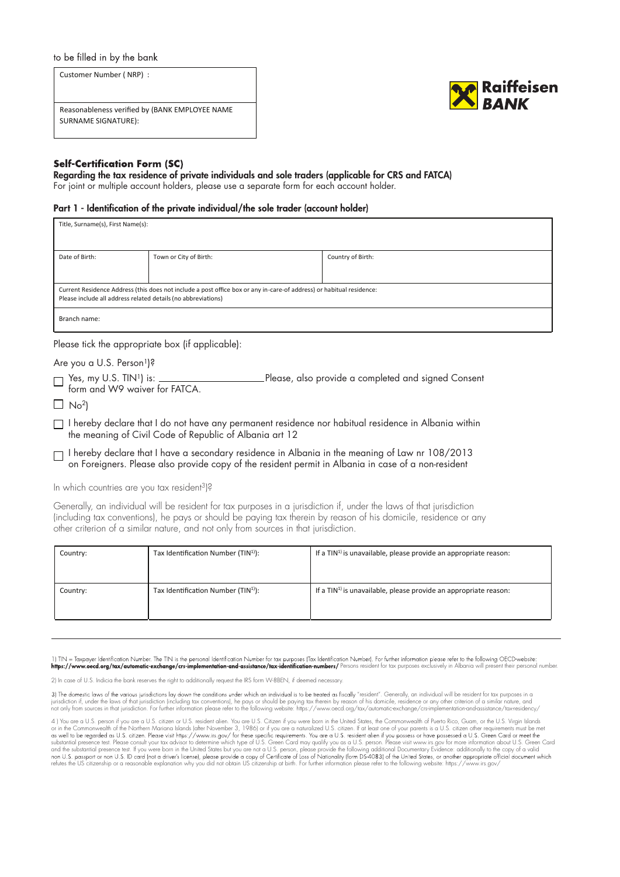to be filled in by the bank

| Customer Number ( NRP) : |
|---|
| Reasonableness verified by (BANK EMPLOYEE NAME SURNAME SIGNATURE): |

Raiffeisen BANK

## Self-Certification Form (SC)

**Regarding the tax residence of private individuals and sole traders (applicable for CRS and FATCA)**

For joint or multiple account holders, please use a separate form for each account holder.

### Part 1 - Identification of the private individual/the sole trader (account holder)

| Title, Surname(s), First Name(s): | | |
|---|---|---|
| Date of Birth: | Town or City of Birth: | Country of Birth: |
| Current Residence Address (this does not include a post office box or any in-care-of address) or habitual residence: Please include all address related details (no abbreviations) | | |
| Branch name: | | |

Please tick the appropriate box (if applicable):

Are you a U.S. Person[1])?

☐ Yes, my U.S. TIN[1]) is: ____________________ Please, also provide a completed and signed Consent form and W9 waiver for FATCA.

☐ No[2])

☐ I hereby declare that I do not have any permanent residence nor habitual residence in Albania within the meaning of Civil Code of Republic of Albania art 12

☐ I hereby declare that I have a secondary residence in Albania in the meaning of Law nr 108/2013 on Foreigners. Please also provide copy of the resident permit in Albania in case of a non-resident

In which countries are you tax resident[3])?

Generally, an individual will be resident for tax purposes in a jurisdiction if, under the laws of that jurisdiction (including tax conventions), he pays or should be paying tax therein by reason of his domicile, residence or any other criterion of a similar nature, and not only from sources in that jurisdiction.

| Country: | Tax Identification Number (TIN[1])): | If a TIN[1]) is unavailable, please provide an appropriate reason: |
|---|---|---|
| Country: | Tax Identification Number (TIN[1])): | If a TIN[1]) is unavailable, please provide an appropriate reason: |

---

1) TIN = Taxpayer Identification Number. The TIN is the personal Identification Number for tax purposes (Tax Identification Number). For further information please refer to the following OECD-website: **https://www.oecd.org/tax/automatic-exchange/crs-implementation-and-assistance/tax-identification-numbers/** Persons resident for tax purposes exclusively in Albania will present their personal number.

2) In case of U.S. Indicia the bank reserves the right to additionally request the IRS form W-8BEN, if deemed necessary.

3) The domestic laws of the various jurisdictions lay down the conditions under which an individual is to be treated as fiscally "resident". Generally, an individual will be resident for tax purposes in a jurisdiction if, under the laws of that jurisdiction (including tax conventions), he pays or should be paying tax therein by reason of his domicile, residence or any other criterion of a similar nature, and not only from sources in that jurisdiction. For further information please refer to the following website: https://www.oecd.org/tax/automatic-exchange/crs-implementation-and-assistance/tax-residency/

4 ) You are a U.S. person if you are a U.S. citizen or U.S. resident alien. You are U.S. Citizen if you were born in the United States, the Commonwealth of Puerto Rico, Guam, or the U.S. Virgin Islands or in the Commonwealth of the Northern Mariana Islands (after November 3, 1986) or if you are a naturalized U.S. citizen. If at least one of your parents is a U.S. citizen other requirements must be met as well to be regarded as U.S. citizen. Please visit https://www.irs.gov/ for these specific requirements. You are a U.S. resident alien if you possess or have possessed a U.S. Green Card or meet the substantial presence test. Please consult your tax advisor to determine which type of U.S. Green Card may qualify you as a U.S. person. Please visit www.irs.gov for more information about U.S. Green Card and the substantial presence test. If you were born in the United States but you are not a U.S. person, please provide the following additional Documentary Evidence: additionally to the copy of a valid non U.S. passport or non U.S. ID card (not a driver's license), please provide a copy of Certificate of Loss of Nationality (form DS-4083) of the United States, or another appropriate official document which refutes the US citizenship or a reasonable explanation why you did not obtain US citizenship at birth. For further information please refer to the following website: https://www.irs.gov/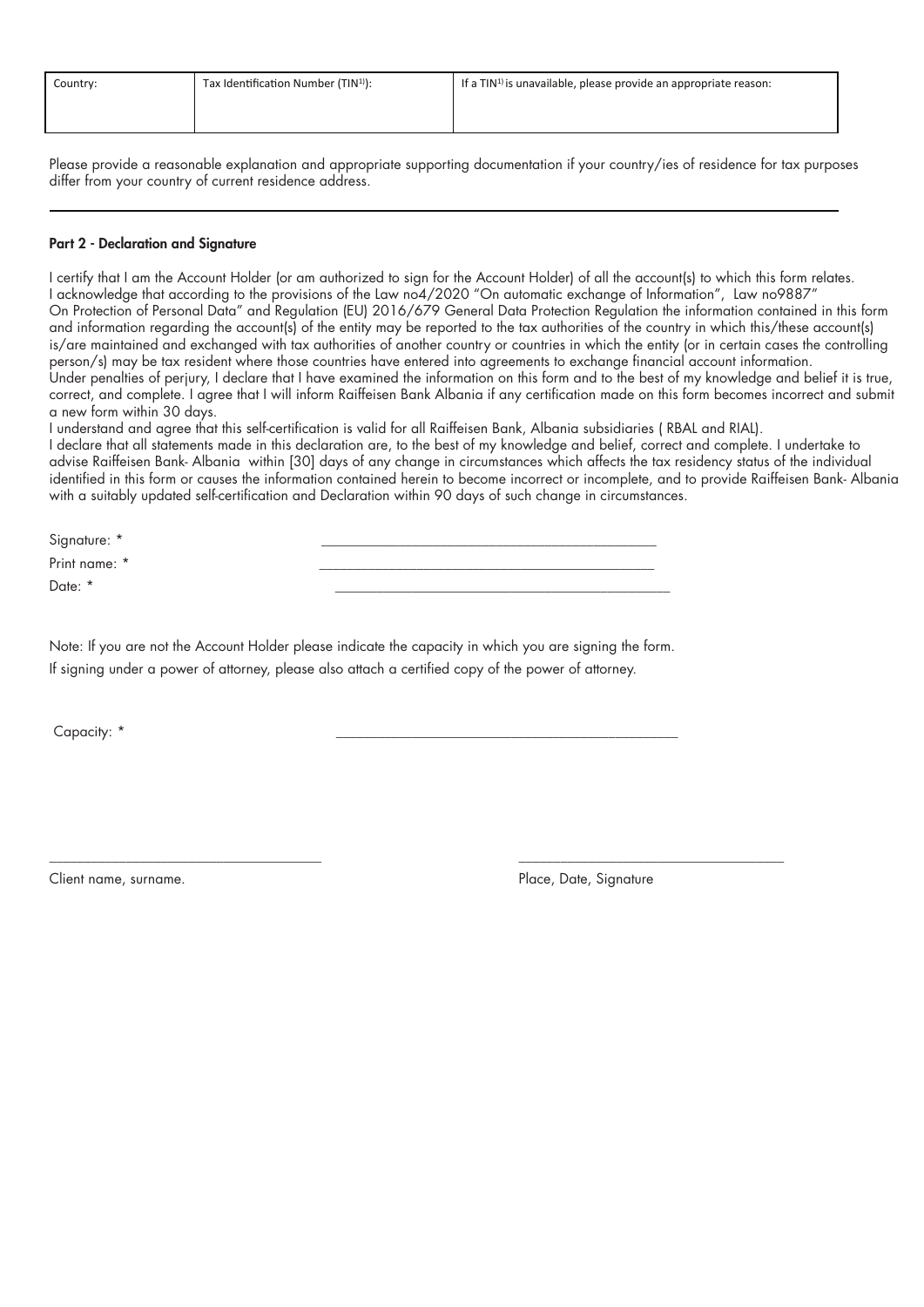| Country: | Tax Identification Number (TIN[1]): | If a TIN[1] is unavailable, please provide an appropriate reason: |
|---|---|---|
| | | |

Please provide a reasonable explanation and appropriate supporting documentation if your country/ies of residence for tax purposes differ from your country of current residence address.

---

**Part 2 - Declaration and Signature**

I certify that I am the Account Holder (or am authorized to sign for the Account Holder) of all the account(s) to which this form relates.
I acknowledge that according to the provisions of the Law no4/2020 "On automatic exchange of Information", Law no9887" On Protection of Personal Data" and Regulation (EU) 2016/679 General Data Protection Regulation the information contained in this form and information regarding the account(s) of the entity may be reported to the tax authorities of the country in which this/these account(s) is/are maintained and exchanged with tax authorities of another country or countries in which the entity (or in certain cases the controlling person/s) may be tax resident where those countries have entered into agreements to exchange financial account information.
Under penalties of perjury, I declare that I have examined the information on this form and to the best of my knowledge and belief it is true, correct, and complete. I agree that I will inform Raiffeisen Bank Albania if any certification made on this form becomes incorrect and submit a new form within 30 days.
I understand and agree that this self-certification is valid for all Raiffeisen Bank, Albania subsidiaries ( RBAL and RIAL).
I declare that all statements made in this declaration are, to the best of my knowledge and belief, correct and complete. I undertake to advise Raiffeisen Bank- Albania within [30] days of any change in circumstances which affects the tax residency status of the individual identified in this form or causes the information contained herein to become incorrect or incomplete, and to provide Raiffeisen Bank- Albania with a suitably updated self-certification and Declaration within 90 days of such change in circumstances.

Signature: * ______________________________

Print name: * ______________________________

Date: * ______________________________

Note: If you are not the Account Holder please indicate the capacity in which you are signing the form.
If signing under a power of attorney, please also attach a certified copy of the power of attorney.

Capacity: * ______________________________

______________________________ ______________________________

Client name, surname. Place, Date, Signature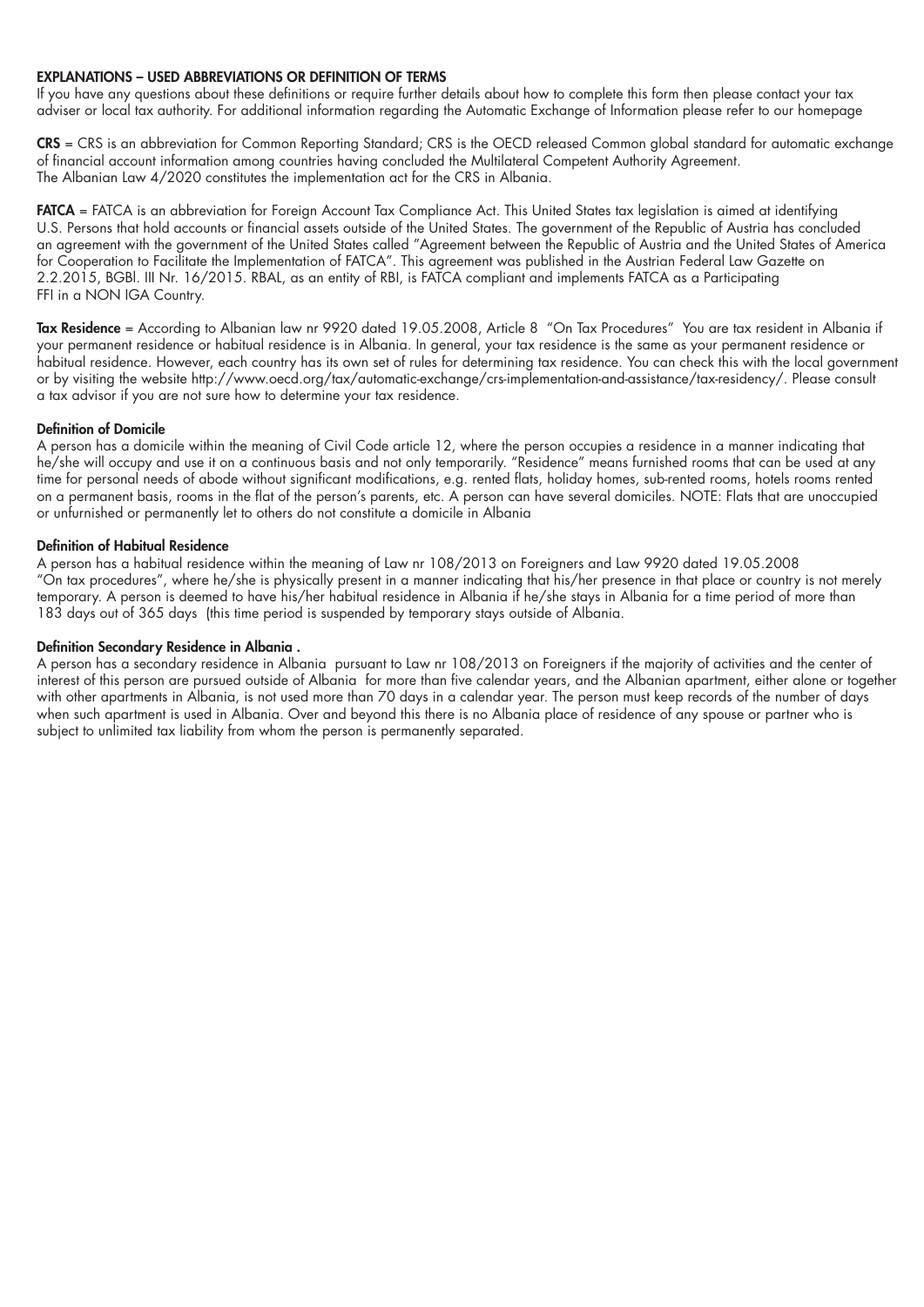## EXPLANATIONS – USED ABBREVIATIONS OR DEFINITION OF TERMS

If you have any questions about these definitions or require further details about how to complete this form then please contact your tax adviser or local tax authority. For additional information regarding the Automatic Exchange of Information please refer to our homepage

**CRS** = CRS is an abbreviation for Common Reporting Standard; CRS is the OECD released Common global standard for automatic exchange of financial account information among countries having concluded the Multilateral Competent Authority Agreement.
The Albanian Law 4/2020 constitutes the implementation act for the CRS in Albania.

**FATCA** = FATCA is an abbreviation for Foreign Account Tax Compliance Act. This United States tax legislation is aimed at identifying U.S. Persons that hold accounts or financial assets outside of the United States. The government of the Republic of Austria has concluded an agreement with the government of the United States called "Agreement between the Republic of Austria and the United States of America for Cooperation to Facilitate the Implementation of FATCA". This agreement was published in the Austrian Federal Law Gazette on 2.2.2015, BGBl. III Nr. 16/2015. RBAL, as an entity of RBI, is FATCA compliant and implements FATCA as a Participating FFI in a NON IGA Country.

**Tax Residence** = According to Albanian law nr 9920 dated 19.05.2008, Article 8 "On Tax Procedures" You are tax resident in Albania if your permanent residence or habitual residence is in Albania. In general, your tax residence is the same as your permanent residence or habitual residence. However, each country has its own set of rules for determining tax residence. You can check this with the local government or by visiting the website http://www.oecd.org/tax/automatic-exchange/crs-implementation-and-assistance/tax-residency/. Please consult a tax advisor if you are not sure how to determine your tax residence.

### Definition of Domicile

A person has a domicile within the meaning of Civil Code article 12, where the person occupies a residence in a manner indicating that he/she will occupy and use it on a continuous basis and not only temporarily. "Residence" means furnished rooms that can be used at any time for personal needs of abode without significant modifications, e.g. rented flats, holiday homes, sub-rented rooms, hotels rooms rented on a permanent basis, rooms in the flat of the person's parents, etc. A person can have several domiciles. NOTE: Flats that are unoccupied or unfurnished or permanently let to others do not constitute a domicile in Albania

### Definition of Habitual Residence

A person has a habitual residence within the meaning of Law nr 108/2013 on Foreigners and Law 9920 dated 19.05.2008 "On tax procedures", where he/she is physically present in a manner indicating that his/her presence in that place or country is not merely temporary. A person is deemed to have his/her habitual residence in Albania if he/she stays in Albania for a time period of more than 183 days out of 365 days (this time period is suspended by temporary stays outside of Albania.

### Definition Secondary Residence in Albania .

A person has a secondary residence in Albania pursuant to Law nr 108/2013 on Foreigners if the majority of activities and the center of interest of this person are pursued outside of Albania for more than five calendar years, and the Albanian apartment, either alone or together with other apartments in Albania, is not used more than 70 days in a calendar year. The person must keep records of the number of days when such apartment is used in Albania. Over and beyond this there is no Albania place of residence of any spouse or partner who is subject to unlimited tax liability from whom the person is permanently separated.